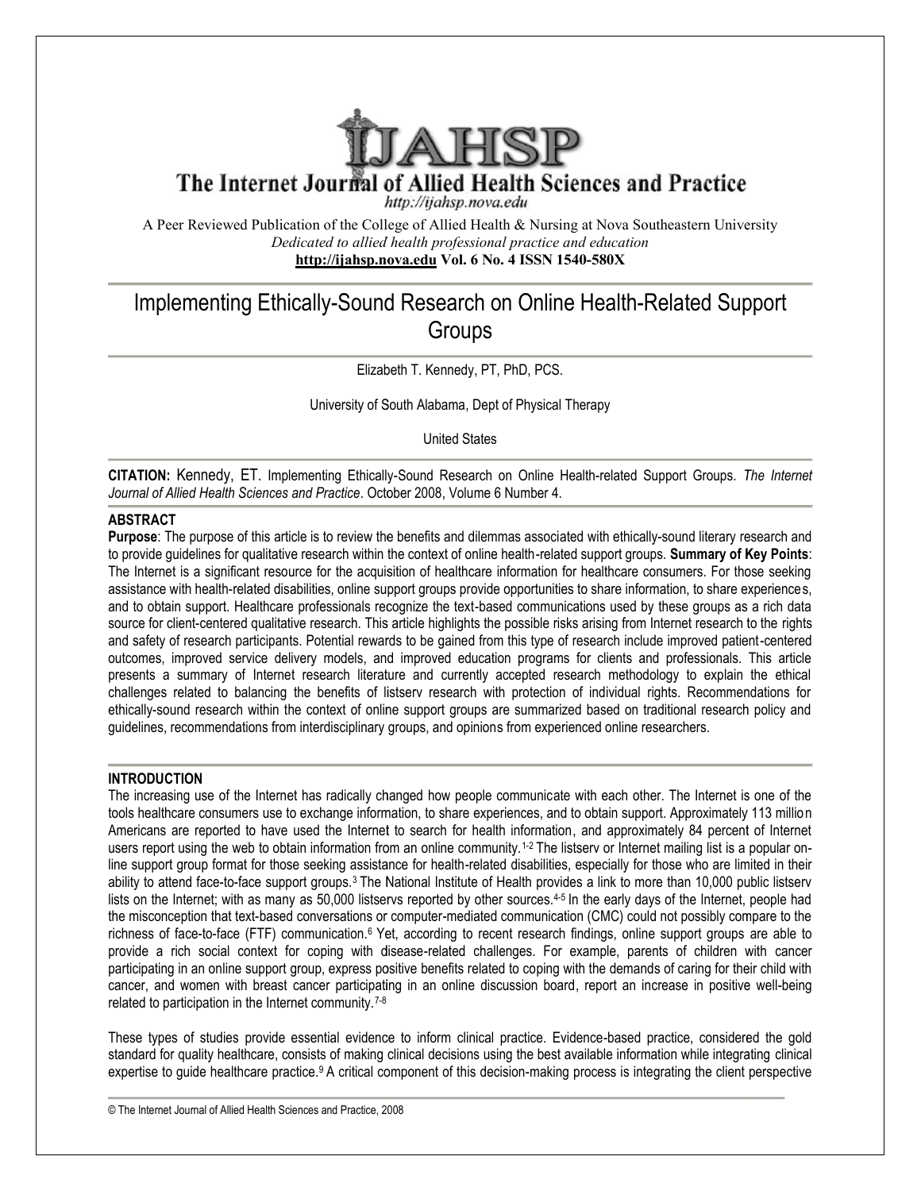# The Internet Journal of Allied Health Sciences and Practice

http://ijahsp.nova.edu

A Peer Reviewed Publication of the College of Allied Health & Nursing at Nova Southeastern University

*Dedicated to allied health professional practice and education*

**http://ijahsp.nova.edu Vol. 6 No. 4 ISSN 1540-580X**

## Implementing Ethically-Sound Research on Online Health-Related Support Groups

Elizabeth T. Kennedy, PT, PhD, PCS.

University of South Alabama, Dept of Physical Therapy

United States

**CITATION:** Kennedy, ET. Implementing Ethically-Sound Research on Online Health-related Support Groups. *The Internet Journal of Allied Health Sciences and Practice*. October 2008, Volume 6 Number 4.

### ABSTRACT

**Purpose**: The purpose of this article is to review the benefits and dilemmas associated with ethically-sound literary research and to provide guidelines for qualitative research within the context of online health-related support groups. **Summary of Key Points**: The Internet is a significant resource for the acquisition of healthcare information for healthcare consumers. For those seeking assistance with health-related disabilities, online support groups provide opportunities to share information, to share experiences, and to obtain support. Healthcare professionals recognize the text-based communications used by these groups as a rich data source for client-centered qualitative research. This article highlights the possible risks arising from Internet research to the rights and safety of research participants. Potential rewards to be gained from this type of research include improved patient-centered outcomes, improved service delivery models, and improved education programs for clients and professionals. This article presents a summary of Internet research literature and currently accepted research methodology to explain the ethical challenges related to balancing the benefits of listserv research with protection of individual rights. Recommendations for ethically-sound research within the context of online support groups are summarized based on traditional research policy and guidelines, recommendations from interdisciplinary groups, and opinions from experienced online researchers.

### INTRODUCTION

The increasing use of the Internet has radically changed how people communicate with each other. The Internet is one of the tools healthcare consumers use to exchange information, to share experiences, and to obtain support. Approximately 113 million Americans are reported to have used the Internet to search for health information, and approximately 84 percent of Internet users report using the web to obtain information from an online community.[1-2] The listserv or Internet mailing list is a popular on-line support group format for those seeking assistance for health-related disabilities, especially for those who are limited in their ability to attend face-to-face support groups.[3] The National Institute of Health provides a link to more than 10,000 public listserv lists on the Internet; with as many as 50,000 listservs reported by other sources.[4-5] In the early days of the Internet, people had the misconception that text-based conversations or computer-mediated communication (CMC) could not possibly compare to the richness of face-to-face (FTF) communication.[6] Yet, according to recent research findings, online support groups are able to provide a rich social context for coping with disease-related challenges. For example, parents of children with cancer participating in an online support group, express positive benefits related to coping with the demands of caring for their child with cancer, and women with breast cancer participating in an online discussion board, report an increase in positive well-being related to participation in the Internet community.[7-8]

These types of studies provide essential evidence to inform clinical practice. Evidence-based practice, considered the gold standard for quality healthcare, consists of making clinical decisions using the best available information while integrating clinical expertise to guide healthcare practice.[9] A critical component of this decision-making process is integrating the client perspective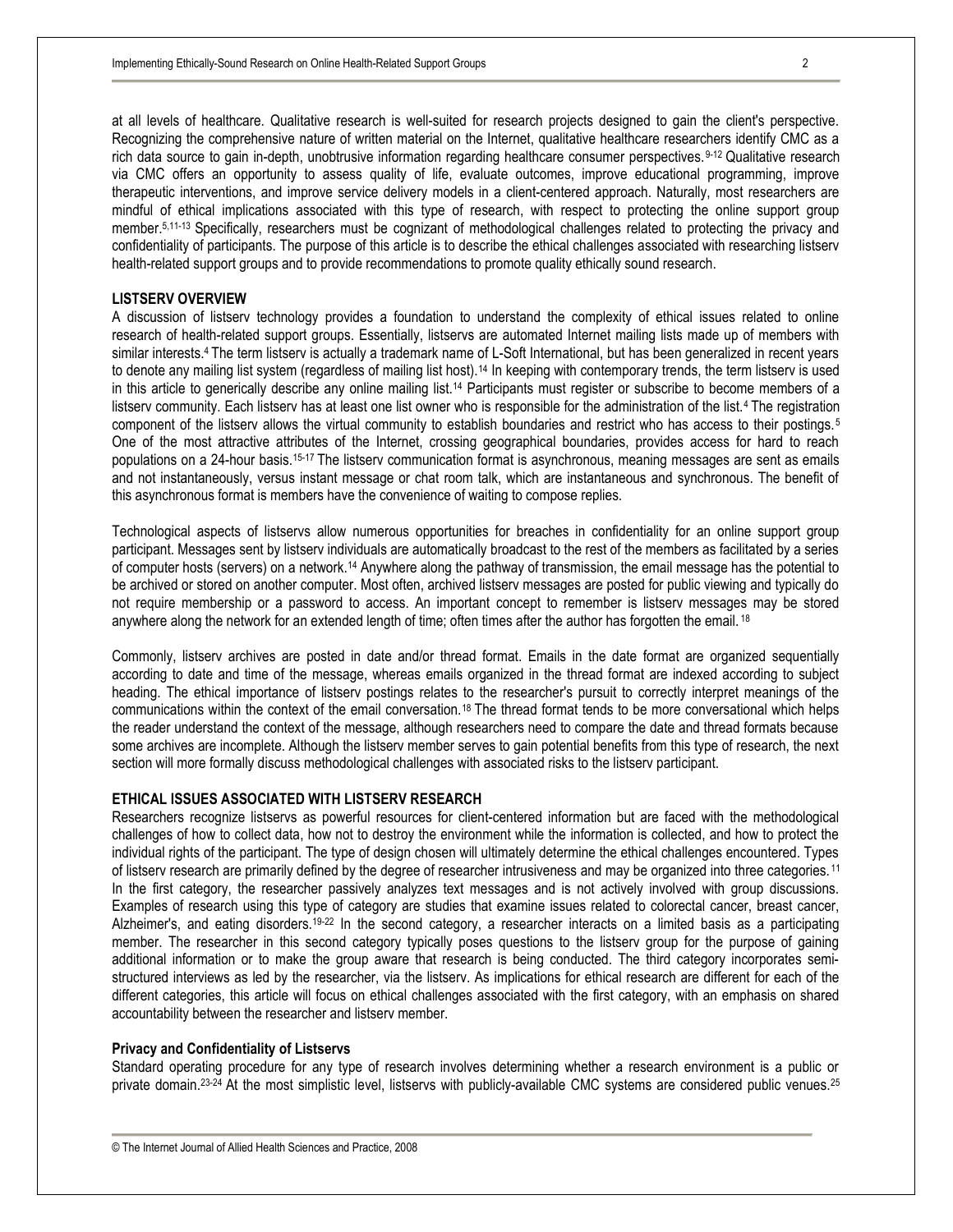at all levels of healthcare. Qualitative research is well-suited for research projects designed to gain the client's perspective. Recognizing the comprehensive nature of written material on the Internet, qualitative healthcare researchers identify CMC as a rich data source to gain in-depth, unobtrusive information regarding healthcare consumer perspectives.[9-12] Qualitative research via CMC offers an opportunity to assess quality of life, evaluate outcomes, improve educational programming, improve therapeutic interventions, and improve service delivery models in a client-centered approach. Naturally, most researchers are mindful of ethical implications associated with this type of research, with respect to protecting the online support group member.[5,11-13] Specifically, researchers must be cognizant of methodological challenges related to protecting the privacy and confidentiality of participants. The purpose of this article is to describe the ethical challenges associated with researching listserv health-related support groups and to provide recommendations to promote quality ethically sound research.

## LISTSERV OVERVIEW

A discussion of listserv technology provides a foundation to understand the complexity of ethical issues related to online research of health-related support groups. Essentially, listservs are automated Internet mailing lists made up of members with similar interests.[4] The term listserv is actually a trademark name of L-Soft International, but has been generalized in recent years to denote any mailing list system (regardless of mailing list host).[14] In keeping with contemporary trends, the term listserv is used in this article to generically describe any online mailing list.[14] Participants must register or subscribe to become members of a listserv community. Each listserv has at least one list owner who is responsible for the administration of the list.[4] The registration component of the listserv allows the virtual community to establish boundaries and restrict who has access to their postings.[5] One of the most attractive attributes of the Internet, crossing geographical boundaries, provides access for hard to reach populations on a 24-hour basis.[15-17] The listserv communication format is asynchronous, meaning messages are sent as emails and not instantaneously, versus instant message or chat room talk, which are instantaneous and synchronous. The benefit of this asynchronous format is members have the convenience of waiting to compose replies.

Technological aspects of listservs allow numerous opportunities for breaches in confidentiality for an online support group participant. Messages sent by listserv individuals are automatically broadcast to the rest of the members as facilitated by a series of computer hosts (servers) on a network.[14] Anywhere along the pathway of transmission, the email message has the potential to be archived or stored on another computer. Most often, archived listserv messages are posted for public viewing and typically do not require membership or a password to access. An important concept to remember is listserv messages may be stored anywhere along the network for an extended length of time; often times after the author has forgotten the email.[18]

Commonly, listserv archives are posted in date and/or thread format. Emails in the date format are organized sequentially according to date and time of the message, whereas emails organized in the thread format are indexed according to subject heading. The ethical importance of listserv postings relates to the researcher's pursuit to correctly interpret meanings of the communications within the context of the email conversation.[18] The thread format tends to be more conversational which helps the reader understand the context of the message, although researchers need to compare the date and thread formats because some archives are incomplete. Although the listserv member serves to gain potential benefits from this type of research, the next section will more formally discuss methodological challenges with associated risks to the listserv participant.

## ETHICAL ISSUES ASSOCIATED WITH LISTSERV RESEARCH

Researchers recognize listservs as powerful resources for client-centered information but are faced with the methodological challenges of how to collect data, how not to destroy the environment while the information is collected, and how to protect the individual rights of the participant. The type of design chosen will ultimately determine the ethical challenges encountered. Types of listserv research are primarily defined by the degree of researcher intrusiveness and may be organized into three categories.[11] In the first category, the researcher passively analyzes text messages and is not actively involved with group discussions. Examples of research using this type of category are studies that examine issues related to colorectal cancer, breast cancer, Alzheimer's, and eating disorders.[19-22] In the second category, a researcher interacts on a limited basis as a participating member. The researcher in this second category typically poses questions to the listserv group for the purpose of gaining additional information or to make the group aware that research is being conducted. The third category incorporates semi-structured interviews as led by the researcher, via the listserv. As implications for ethical research are different for each of the different categories, this article will focus on ethical challenges associated with the first category, with an emphasis on shared accountability between the researcher and listserv member.

### Privacy and Confidentiality of Listservs

Standard operating procedure for any type of research involves determining whether a research environment is a public or private domain.[23-24] At the most simplistic level, listservs with publicly-available CMC systems are considered public venues.[25]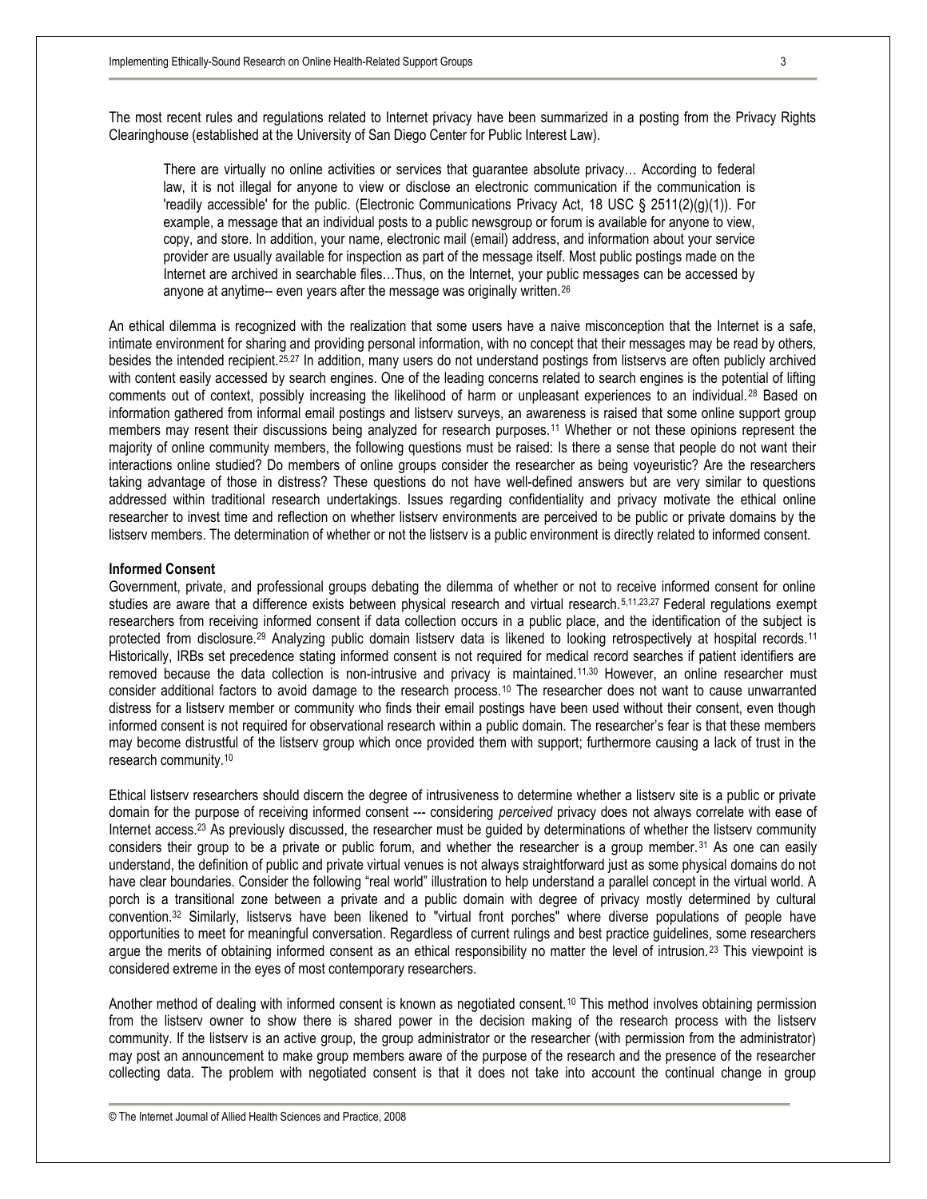The most recent rules and regulations related to Internet privacy have been summarized in a posting from the Privacy Rights Clearinghouse (established at the University of San Diego Center for Public Interest Law).

> There are virtually no online activities or services that guarantee absolute privacy… According to federal law, it is not illegal for anyone to view or disclose an electronic communication if the communication is 'readily accessible' for the public. (Electronic Communications Privacy Act, 18 USC § 2511(2)(g)(1)). For example, a message that an individual posts to a public newsgroup or forum is available for anyone to view, copy, and store. In addition, your name, electronic mail (email) address, and information about your service provider are usually available for inspection as part of the message itself. Most public postings made on the Internet are archived in searchable files…Thus, on the Internet, your public messages can be accessed by anyone at anytime-- even years after the message was originally written.[26]

An ethical dilemma is recognized with the realization that some users have a naive misconception that the Internet is a safe, intimate environment for sharing and providing personal information, with no concept that their messages may be read by others, besides the intended recipient.[25,27] In addition, many users do not understand postings from listservs are often publicly archived with content easily accessed by search engines. One of the leading concerns related to search engines is the potential of lifting comments out of context, possibly increasing the likelihood of harm or unpleasant experiences to an individual.[28] Based on information gathered from informal email postings and listserv surveys, an awareness is raised that some online support group members may resent their discussions being analyzed for research purposes.[11] Whether or not these opinions represent the majority of online community members, the following questions must be raised: Is there a sense that people do not want their interactions online studied? Do members of online groups consider the researcher as being voyeuristic? Are the researchers taking advantage of those in distress? These questions do not have well-defined answers but are very similar to questions addressed within traditional research undertakings. Issues regarding confidentiality and privacy motivate the ethical online researcher to invest time and reflection on whether listserv environments are perceived to be public or private domains by the listserv members. The determination of whether or not the listserv is a public environment is directly related to informed consent.

**Informed Consent**

Government, private, and professional groups debating the dilemma of whether or not to receive informed consent for online studies are aware that a difference exists between physical research and virtual research.[5,11,23,27] Federal regulations exempt researchers from receiving informed consent if data collection occurs in a public place, and the identification of the subject is protected from disclosure.[29] Analyzing public domain listserv data is likened to looking retrospectively at hospital records.[11] Historically, IRBs set precedence stating informed consent is not required for medical record searches if patient identifiers are removed because the data collection is non-intrusive and privacy is maintained.[11,30] However, an online researcher must consider additional factors to avoid damage to the research process.[10] The researcher does not want to cause unwarranted distress for a listserv member or community who finds their email postings have been used without their consent, even though informed consent is not required for observational research within a public domain. The researcher's fear is that these members may become distrustful of the listserv group which once provided them with support; furthermore causing a lack of trust in the research community.[10]

Ethical listserv researchers should discern the degree of intrusiveness to determine whether a listserv site is a public or private domain for the purpose of receiving informed consent --- considering *perceived* privacy does not always correlate with ease of Internet access.[23] As previously discussed, the researcher must be guided by determinations of whether the listserv community considers their group to be a private or public forum, and whether the researcher is a group member.[31] As one can easily understand, the definition of public and private virtual venues is not always straightforward just as some physical domains do not have clear boundaries. Consider the following "real world" illustration to help understand a parallel concept in the virtual world. A porch is a transitional zone between a private and a public domain with degree of privacy mostly determined by cultural convention.[32] Similarly, listservs have been likened to "virtual front porches" where diverse populations of people have opportunities to meet for meaningful conversation. Regardless of current rulings and best practice guidelines, some researchers argue the merits of obtaining informed consent as an ethical responsibility no matter the level of intrusion.[23] This viewpoint is considered extreme in the eyes of most contemporary researchers.

Another method of dealing with informed consent is known as negotiated consent.[10] This method involves obtaining permission from the listserv owner to show there is shared power in the decision making of the research process with the listserv community. If the listserv is an active group, the group administrator or the researcher (with permission from the administrator) may post an announcement to make group members aware of the purpose of the research and the presence of the researcher collecting data. The problem with negotiated consent is that it does not take into account the continual change in group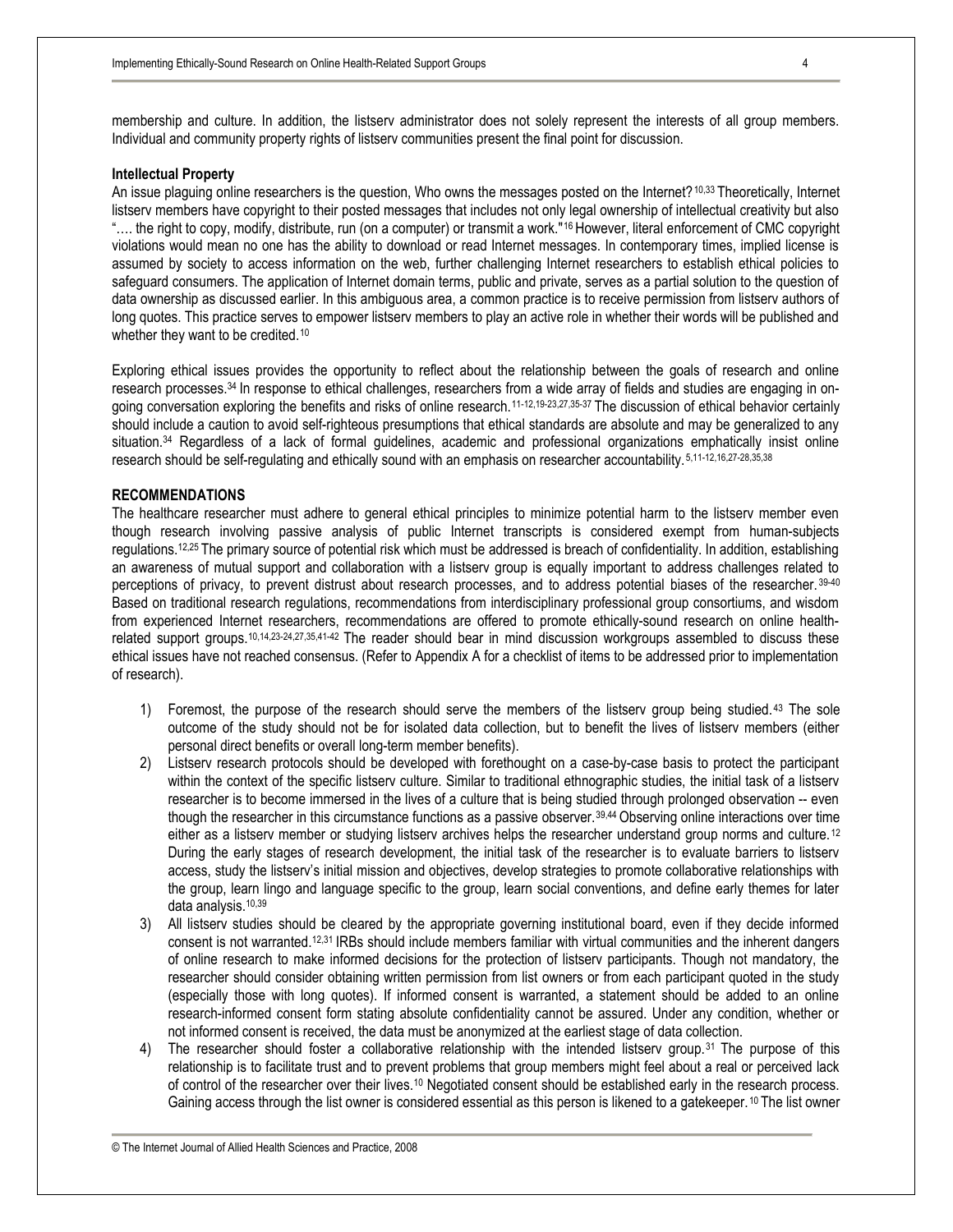membership and culture. In addition, the listserv administrator does not solely represent the interests of all group members. Individual and community property rights of listserv communities present the final point for discussion.

**Intellectual Property**

An issue plaguing online researchers is the question, Who owns the messages posted on the Internet?[10,33] Theoretically, Internet listserv members have copyright to their posted messages that includes not only legal ownership of intellectual creativity but also "…. the right to copy, modify, distribute, run (on a computer) or transmit a work."[16] However, literal enforcement of CMC copyright violations would mean no one has the ability to download or read Internet messages. In contemporary times, implied license is assumed by society to access information on the web, further challenging Internet researchers to establish ethical policies to safeguard consumers. The application of Internet domain terms, public and private, serves as a partial solution to the question of data ownership as discussed earlier. In this ambiguous area, a common practice is to receive permission from listserv authors of long quotes. This practice serves to empower listserv members to play an active role in whether their words will be published and whether they want to be credited.[10]

Exploring ethical issues provides the opportunity to reflect about the relationship between the goals of research and online research processes.[34] In response to ethical challenges, researchers from a wide array of fields and studies are engaging in on-going conversation exploring the benefits and risks of online research.[11-12,19-23,27,35-37] The discussion of ethical behavior certainly should include a caution to avoid self-righteous presumptions that ethical standards are absolute and may be generalized to any situation.[34] Regardless of a lack of formal guidelines, academic and professional organizations emphatically insist online research should be self-regulating and ethically sound with an emphasis on researcher accountability.[5,11-12,16,27-28,35,38]

**RECOMMENDATIONS**

The healthcare researcher must adhere to general ethical principles to minimize potential harm to the listserv member even though research involving passive analysis of public Internet transcripts is considered exempt from human-subjects regulations.[12,25] The primary source of potential risk which must be addressed is breach of confidentiality. In addition, establishing an awareness of mutual support and collaboration with a listserv group is equally important to address challenges related to perceptions of privacy, to prevent distrust about research processes, and to address potential biases of the researcher.[39-40] Based on traditional research regulations, recommendations from interdisciplinary professional group consortiums, and wisdom from experienced Internet researchers, recommendations are offered to promote ethically-sound research on online health-related support groups.[10,14,23-24,27,35,41-42] The reader should bear in mind discussion workgroups assembled to discuss these ethical issues have not reached consensus. (Refer to Appendix A for a checklist of items to be addressed prior to implementation of research).

1) Foremost, the purpose of the research should serve the members of the listserv group being studied.[43] The sole outcome of the study should not be for isolated data collection, but to benefit the lives of listserv members (either personal direct benefits or overall long-term member benefits).
2) Listserv research protocols should be developed with forethought on a case-by-case basis to protect the participant within the context of the specific listserv culture. Similar to traditional ethnographic studies, the initial task of a listserv researcher is to become immersed in the lives of a culture that is being studied through prolonged observation -- even though the researcher in this circumstance functions as a passive observer.[39,44] Observing online interactions over time either as a listserv member or studying listserv archives helps the researcher understand group norms and culture.[12] During the early stages of research development, the initial task of the researcher is to evaluate barriers to listserv access, study the listserv's initial mission and objectives, develop strategies to promote collaborative relationships with the group, learn lingo and language specific to the group, learn social conventions, and define early themes for later data analysis.[10,39]
3) All listserv studies should be cleared by the appropriate governing institutional board, even if they decide informed consent is not warranted.[12,31] IRBs should include members familiar with virtual communities and the inherent dangers of online research to make informed decisions for the protection of listserv participants. Though not mandatory, the researcher should consider obtaining written permission from list owners or from each participant quoted in the study (especially those with long quotes). If informed consent is warranted, a statement should be added to an online research-informed consent form stating absolute confidentiality cannot be assured. Under any condition, whether or not informed consent is received, the data must be anonymized at the earliest stage of data collection.
4) The researcher should foster a collaborative relationship with the intended listserv group.[31] The purpose of this relationship is to facilitate trust and to prevent problems that group members might feel about a real or perceived lack of control of the researcher over their lives.[10] Negotiated consent should be established early in the research process. Gaining access through the list owner is considered essential as this person is likened to a gatekeeper.[10] The list owner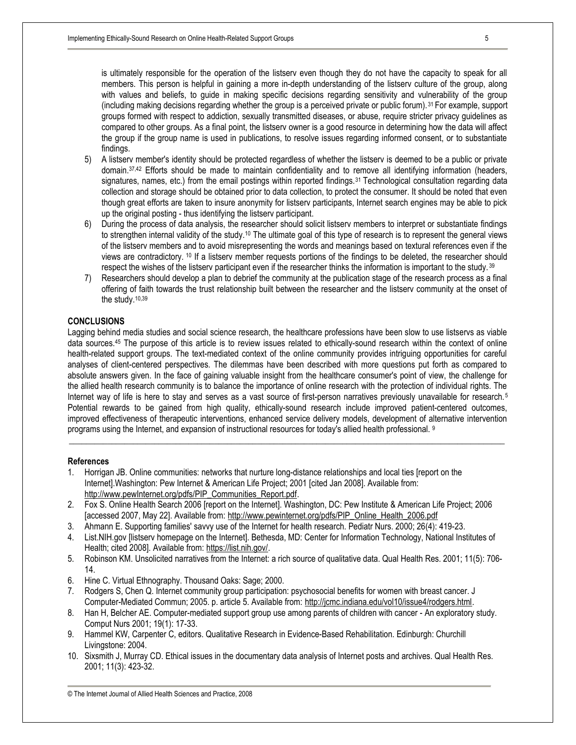is ultimately responsible for the operation of the listserv even though they do not have the capacity to speak for all members. This person is helpful in gaining a more in-depth understanding of the listserv culture of the group, along with values and beliefs, to guide in making specific decisions regarding sensitivity and vulnerability of the group (including making decisions regarding whether the group is a perceived private or public forum).[31] For example, support groups formed with respect to addiction, sexually transmitted diseases, or abuse, require stricter privacy guidelines as compared to other groups. As a final point, the listserv owner is a good resource in determining how the data will affect the group if the group name is used in publications, to resolve issues regarding informed consent, or to substantiate findings.

5) A listserv member's identity should be protected regardless of whether the listserv is deemed to be a public or private domain.[37,42] Efforts should be made to maintain confidentiality and to remove all identifying information (headers, signatures, names, etc.) from the email postings within reported findings.[31] Technological consultation regarding data collection and storage should be obtained prior to data collection, to protect the consumer. It should be noted that even though great efforts are taken to insure anonymity for listserv participants, Internet search engines may be able to pick up the original posting - thus identifying the listserv participant.
6) During the process of data analysis, the researcher should solicit listserv members to interpret or substantiate findings to strengthen internal validity of the study.[10] The ultimate goal of this type of research is to represent the general views of the listserv members and to avoid misrepresenting the words and meanings based on textural references even if the views are contradictory. [10] If a listserv member requests portions of the findings to be deleted, the researcher should respect the wishes of the listserv participant even if the researcher thinks the information is important to the study.[39]
7) Researchers should develop a plan to debrief the community at the publication stage of the research process as a final offering of faith towards the trust relationship built between the researcher and the listserv community at the onset of the study.[10,39]

## CONCLUSIONS

Lagging behind media studies and social science research, the healthcare professions have been slow to use listservs as viable data sources.[45] The purpose of this article is to review issues related to ethically-sound research within the context of online health-related support groups. The text-mediated context of the online community provides intriguing opportunities for careful analyses of client-centered perspectives. The dilemmas have been described with more questions put forth as compared to absolute answers given. In the face of gaining valuable insight from the healthcare consumer's point of view, the challenge for the allied health research community is to balance the importance of online research with the protection of individual rights. The Internet way of life is here to stay and serves as a vast source of first-person narratives previously unavailable for research.[5] Potential rewards to be gained from high quality, ethically-sound research include improved patient-centered outcomes, improved effectiveness of therapeutic interventions, enhanced service delivery models, development of alternative intervention programs using the Internet, and expansion of instructional resources for today's allied health professional. [9]

---

### References

1. Horrigan JB. Online communities: networks that nurture long-distance relationships and local ties [report on the Internet].Washington: Pew Internet & American Life Project; 2001 [cited Jan 2008]. Available from: http://www.pewInternet.org/pdfs/PIP_Communities_Report.pdf.
2. Fox S. Online Health Search 2006 [report on the Internet]. Washington, DC: Pew Institute & American Life Project; 2006 [accessed 2007, May 22]. Available from: http://www.pewinternet.org/pdfs/PIP_Online_Health_2006.pdf
3. Ahmann E. Supporting families' savvy use of the Internet for health research. Pediatr Nurs. 2000; 26(4): 419-23.
4. List.NIH.gov [listserv homepage on the Internet]. Bethesda, MD: Center for Information Technology, National Institutes of Health; cited 2008]. Available from: https://list.nih.gov/.
5. Robinson KM. Unsolicited narratives from the Internet: a rich source of qualitative data. Qual Health Res. 2001; 11(5): 706-14.
6. Hine C. Virtual Ethnography. Thousand Oaks: Sage; 2000.
7. Rodgers S, Chen Q. Internet community group participation: psychosocial benefits for women with breast cancer. J Computer-Mediated Commun; 2005. p. article 5. Available from: http://jcmc.indiana.edu/vol10/issue4/rodgers.html.
8. Han H, Belcher AE. Computer-mediated support group use among parents of children with cancer - An exploratory study. Comput Nurs 2001; 19(1): 17-33.
9. Hammel KW, Carpenter C, editors. Qualitative Research in Evidence-Based Rehabilitation. Edinburgh: Churchill Livingstone: 2004.
10. Sixsmith J, Murray CD. Ethical issues in the documentary data analysis of Internet posts and archives. Qual Health Res. 2001; 11(3): 423-32.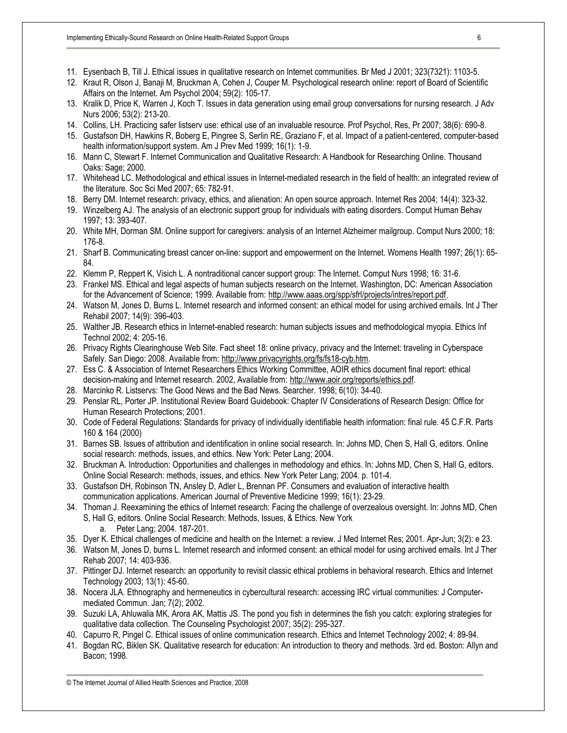11. Eysenbach B, Till J. Ethical issues in qualitative research on Internet communities. Br Med J 2001; 323(7321): 1103-5.
12. Kraut R, Olson J, Banaji M, Bruckman A, Cohen J, Couper M. Psychological research online: report of Board of Scientific Affairs on the Internet. Am Psychol 2004; 59(2): 105-17.
13. Kralik D, Price K, Warren J, Koch T. Issues in data generation using email group conversations for nursing research. J Adv Nurs 2006; 53(2): 213-20.
14. Collins, LH. Practicing safer listserv use: ethical use of an invaluable resource. Prof Psychol, Res, Pr 2007; 38(6): 690-8.
15. Gustafson DH, Hawkins R, Boberg E, Pingree S, Serlin RE, Graziano F, et al. Impact of a patient-centered, computer-based health information/support system. Am J Prev Med 1999; 16(1): 1-9.
16. Mann C, Stewart F. Internet Communication and Qualitative Research: A Handbook for Researching Online. Thousand Oaks: Sage; 2000.
17. Whitehead LC. Methodological and ethical issues in Internet-mediated research in the field of health: an integrated review of the literature. Soc Sci Med 2007; 65: 782-91.
18. Berry DM. Internet research: privacy, ethics, and alienation: An open source approach. Internet Res 2004; 14(4): 323-32.
19. Winzelberg AJ. The analysis of an electronic support group for individuals with eating disorders. Comput Human Behav 1997; 13: 393-407.
20. White MH, Dorman SM. Online support for caregivers: analysis of an Internet Alzheimer mailgroup. Comput Nurs 2000; 18: 176-8.
21. Sharf B. Communicating breast cancer on-line: support and empowerment on the Internet. Womens Health 1997; 26(1): 65-84.
22. Klemm P, Reppert K, Visich L. A nontraditional cancer support group: The Internet. Comput Nurs 1998; 16: 31-6.
23. Frankel MS. Ethical and legal aspects of human subjects research on the Internet. Washington, DC: American Association for the Advancement of Science; 1999. Available from: http://www.aaas.org/spp/sfrl/projects/intres/report.pdf.
24. Watson M, Jones D, Burns L. Internet research and informed consent: an ethical model for using archived emails. Int J Ther Rehabil 2007; 14(9): 396-403.
25. Walther JB. Research ethics in Internet-enabled research: human subjects issues and methodological myopia. Ethics Inf Technol 2002; 4: 205-16.
26. Privacy Rights Clearinghouse Web Site. Fact sheet 18: online privacy, privacy and the Internet: traveling in Cyberspace Safely. San Diego: 2008. Available from: http://www.privacyrights.org/fs/fs18-cyb.htm.
27. Ess C. & Association of Internet Researchers Ethics Working Committee, AOIR ethics document final report: ethical decision-making and Internet research. 2002, Available from: http://www.aoir.org/reports/ethics.pdf.
28. Marcinko R. Listservs: The Good News and the Bad News. Searcher. 1998; 6(10): 34-40.
29. Penslar RL, Porter JP. Institutional Review Board Guidebook: Chapter IV Considerations of Research Design: Office for Human Research Protections; 2001.
30. Code of Federal Regulations: Standards for privacy of individually identifiable health information: final rule. 45 C.F.R. Parts 160 & 164 (2000)
31. Barnes SB. Issues of attribution and identification in online social research. In: Johns MD, Chen S, Hall G, editors. Online social research: methods, issues, and ethics. New York: Peter Lang; 2004.
32. Bruckman A. Introduction: Opportunities and challenges in methodology and ethics. In: Johns MD, Chen S, Hall G, editors. Online Social Research: methods, issues, and ethics. New York Peter Lang; 2004. p. 101-4.
33. Gustafson DH, Robinson TN, Ansley D, Adler L, Brennan PF. Consumers and evaluation of interactive health communication applications. American Journal of Preventive Medicine 1999; 16(1): 23-29.
34. Thoman J. Reexamining the ethics of Internet research: Facing the challenge of overzealous oversight. In: Johns MD, Chen S, Hall G, editors. Online Social Research: Methods, Issues, & Ethics. New York
    a. Peter Lang; 2004. 187-201.
35. Dyer K. Ethical challenges of medicine and health on the Internet: a review. J Med Internet Res; 2001. Apr-Jun; 3(2): e 23.
36. Watson M, Jones D, burns L. Internet research and informed consent: an ethical model for using archived emails. Int J Ther Rehab 2007; 14: 403-936.
37. Pittinger DJ. Internet research: an opportunity to revisit classic ethical problems in behavioral research. Ethics and Internet Technology 2003; 13(1): 45-60.
38. Nocera JLA. Ethnography and hermeneutics in cybercultural research: accessing IRC virtual communities: J Computer-mediated Commun. Jan; 7(2); 2002.
39. Suzuki LA, Ahluwalia MK, Arora AK, Mattis JS. The pond you fish in determines the fish you catch: exploring strategies for qualitative data collection. The Counseling Psychologist 2007; 35(2): 295-327.
40. Capurro R, Pingel C. Ethical issues of online communication research. Ethics and Internet Technology 2002; 4: 89-94.
41. Bogdan RC, Biklen SK. Qualitative research for education: An introduction to theory and methods. 3rd ed. Boston: Allyn and Bacon; 1998.

© The Internet Journal of Allied Health Sciences and Practice, 2008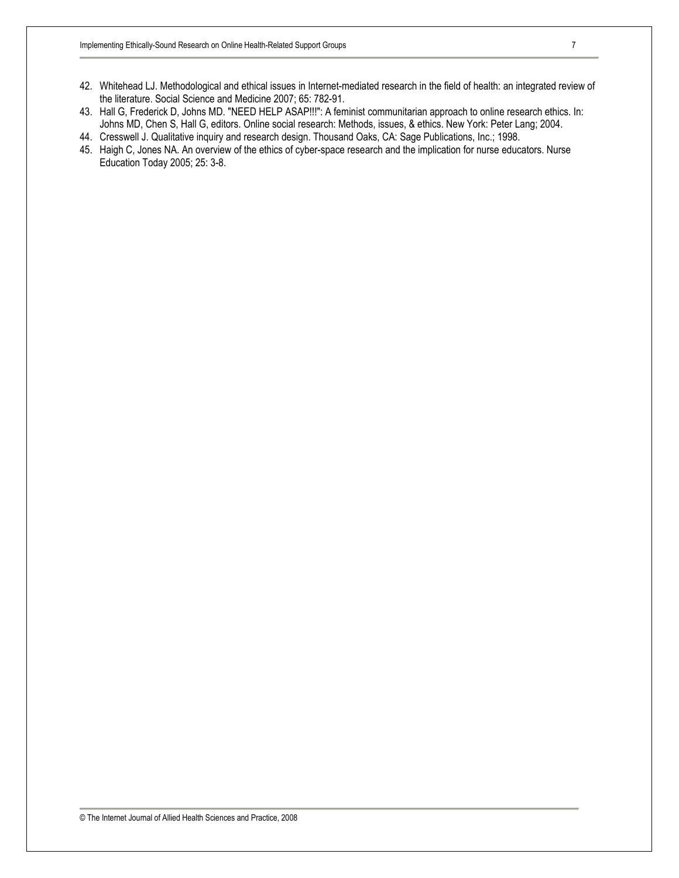42. Whitehead LJ. Methodological and ethical issues in Internet-mediated research in the field of health: an integrated review of the literature. Social Science and Medicine 2007; 65: 782-91.
43. Hall G, Frederick D, Johns MD. "NEED HELP ASAP!!!": A feminist communitarian approach to online research ethics. In: Johns MD, Chen S, Hall G, editors. Online social research: Methods, issues, & ethics. New York: Peter Lang; 2004.
44. Cresswell J. Qualitative inquiry and research design. Thousand Oaks, CA: Sage Publications, Inc.; 1998.
45. Haigh C, Jones NA. An overview of the ethics of cyber-space research and the implication for nurse educators. Nurse Education Today 2005; 25: 3-8.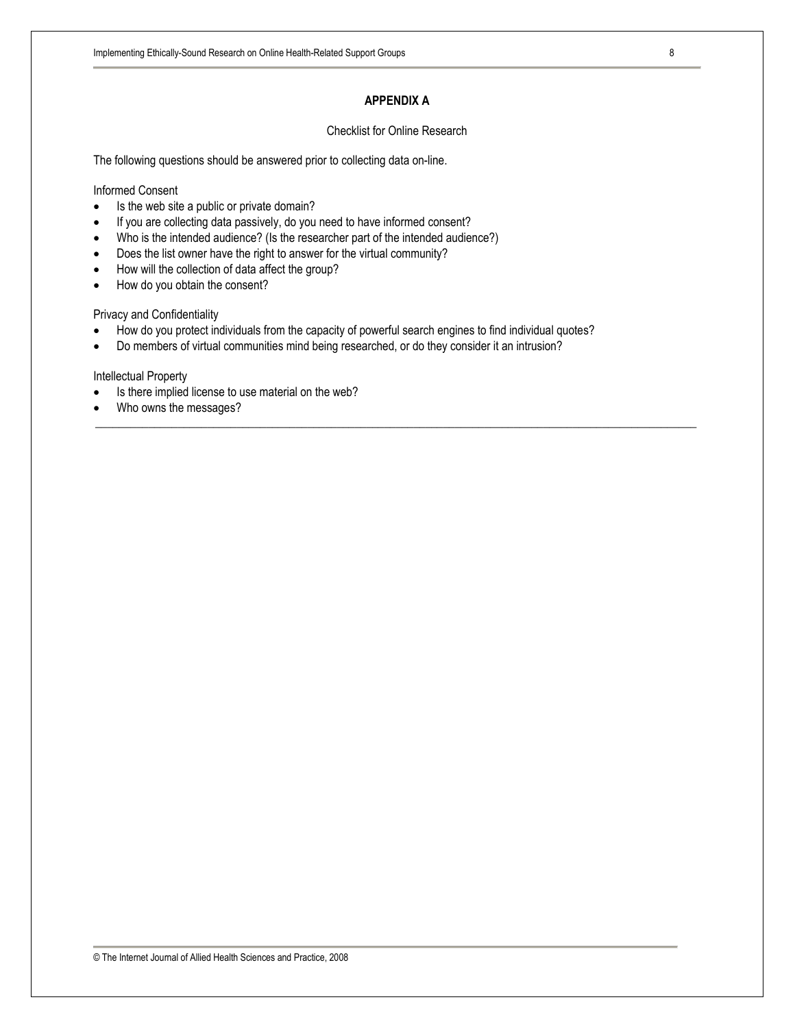## APPENDIX A

Checklist for Online Research

The following questions should be answered prior to collecting data on-line.

Informed Consent

- Is the web site a public or private domain?
- If you are collecting data passively, do you need to have informed consent?
- Who is the intended audience? (Is the researcher part of the intended audience?)
- Does the list owner have the right to answer for the virtual community?
- How will the collection of data affect the group?
- How do you obtain the consent?

Privacy and Confidentiality

- How do you protect individuals from the capacity of powerful search engines to find individual quotes?
- Do members of virtual communities mind being researched, or do they consider it an intrusion?

Intellectual Property

- Is there implied license to use material on the web?
- Who owns the messages?